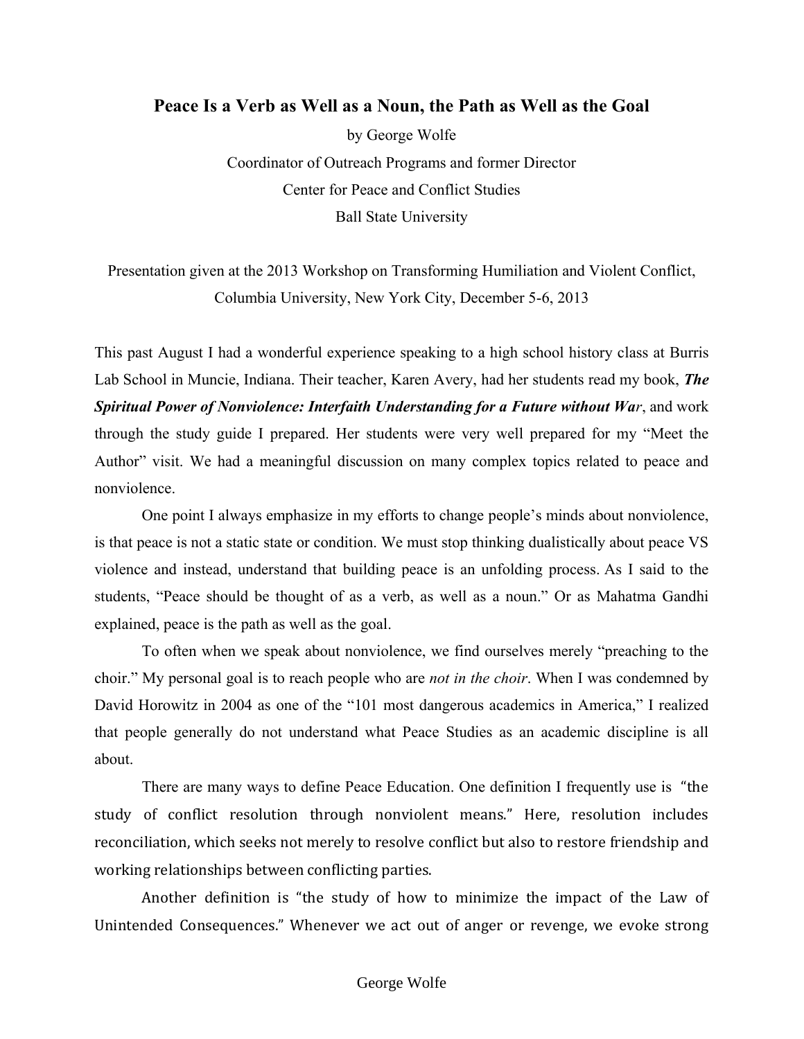# Peace Is a Verb as Well as a Noun, the Path as Well as the Goal

by George Wolfe

Coordinator of Outreach Programs and former Director

Center for Peace and Conflict Studies

Ball State University

Presentation given at the 2013 Workshop on Transforming Humiliation and Violent Conflict, Columbia University, New York City, December 5-6, 2013

This past August I had a wonderful experience speaking to a high school history class at Burris Lab School in Muncie, Indiana. Their teacher, Karen Avery, had her students read my book, ***The Spiritual Power of Nonviolence: Interfaith Understanding for a Future without War***, and work through the study guide I prepared. Her students were very well prepared for my "Meet the Author" visit. We had a meaningful discussion on many complex topics related to peace and nonviolence.

One point I always emphasize in my efforts to change people's minds about nonviolence, is that peace is not a static state or condition. We must stop thinking dualistically about peace VS violence and instead, understand that building peace is an unfolding process. As I said to the students, "Peace should be thought of as a verb, as well as a noun." Or as Mahatma Gandhi explained, peace is the path as well as the goal.

To often when we speak about nonviolence, we find ourselves merely "preaching to the choir." My personal goal is to reach people who are *not in the choir*. When I was condemned by David Horowitz in 2004 as one of the "101 most dangerous academics in America," I realized that people generally do not understand what Peace Studies as an academic discipline is all about.

There are many ways to define Peace Education. One definition I frequently use is "the study of conflict resolution through nonviolent means." Here, resolution includes reconciliation, which seeks not merely to resolve conflict but also to restore friendship and working relationships between conflicting parties.

Another definition is "the study of how to minimize the impact of the Law of Unintended Consequences." Whenever we act out of anger or revenge, we evoke strong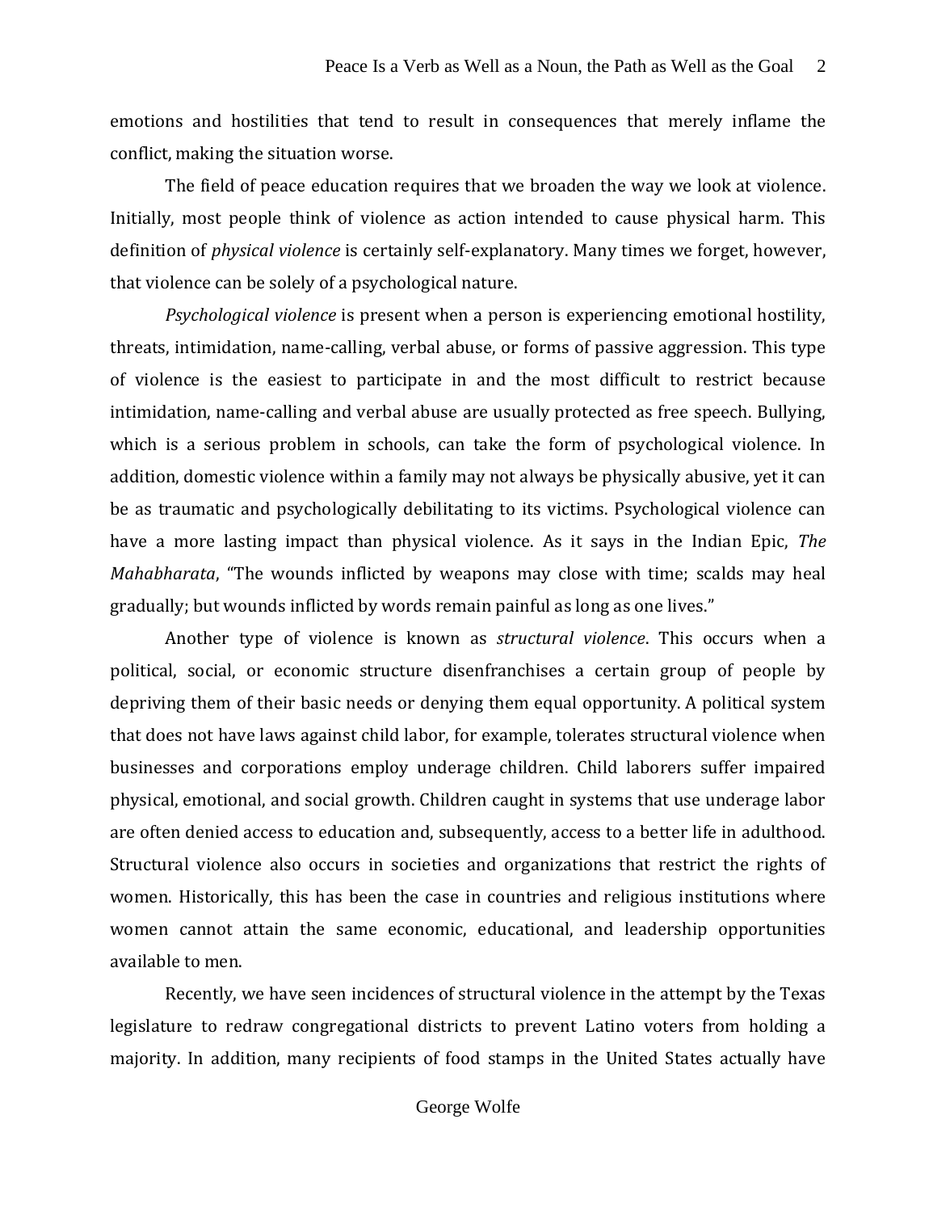emotions and hostilities that tend to result in consequences that merely inflame the conflict, making the situation worse.

The field of peace education requires that we broaden the way we look at violence. Initially, most people think of violence as action intended to cause physical harm. This definition of *physical violence* is certainly self-explanatory. Many times we forget, however, that violence can be solely of a psychological nature.

*Psychological violence* is present when a person is experiencing emotional hostility, threats, intimidation, name-calling, verbal abuse, or forms of passive aggression. This type of violence is the easiest to participate in and the most difficult to restrict because intimidation, name-calling and verbal abuse are usually protected as free speech. Bullying, which is a serious problem in schools, can take the form of psychological violence. In addition, domestic violence within a family may not always be physically abusive, yet it can be as traumatic and psychologically debilitating to its victims. Psychological violence can have a more lasting impact than physical violence. As it says in the Indian Epic, *The Mahabharata*, "The wounds inflicted by weapons may close with time; scalds may heal gradually; but wounds inflicted by words remain painful as long as one lives."

Another type of violence is known as *structural violence*. This occurs when a political, social, or economic structure disenfranchises a certain group of people by depriving them of their basic needs or denying them equal opportunity. A political system that does not have laws against child labor, for example, tolerates structural violence when businesses and corporations employ underage children. Child laborers suffer impaired physical, emotional, and social growth. Children caught in systems that use underage labor are often denied access to education and, subsequently, access to a better life in adulthood. Structural violence also occurs in societies and organizations that restrict the rights of women. Historically, this has been the case in countries and religious institutions where women cannot attain the same economic, educational, and leadership opportunities available to men.

Recently, we have seen incidences of structural violence in the attempt by the Texas legislature to redraw congregational districts to prevent Latino voters from holding a majority. In addition, many recipients of food stamps in the United States actually have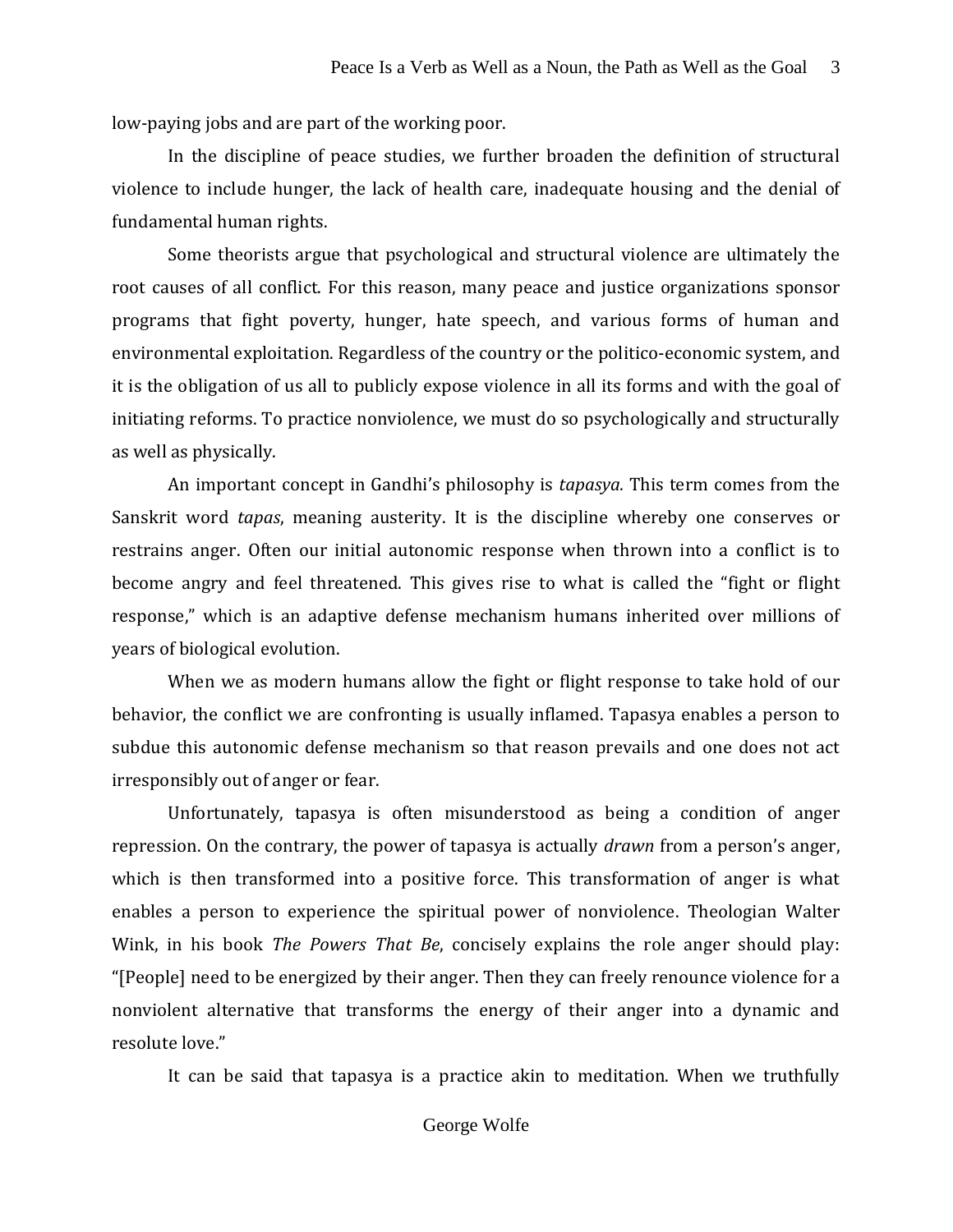low-paying jobs and are part of the working poor.

In the discipline of peace studies, we further broaden the definition of structural violence to include hunger, the lack of health care, inadequate housing and the denial of fundamental human rights.

Some theorists argue that psychological and structural violence are ultimately the root causes of all conflict. For this reason, many peace and justice organizations sponsor programs that fight poverty, hunger, hate speech, and various forms of human and environmental exploitation. Regardless of the country or the politico-economic system, and it is the obligation of us all to publicly expose violence in all its forms and with the goal of initiating reforms. To practice nonviolence, we must do so psychologically and structurally as well as physically.

An important concept in Gandhi's philosophy is *tapasya.* This term comes from the Sanskrit word *tapas*, meaning austerity. It is the discipline whereby one conserves or restrains anger. Often our initial autonomic response when thrown into a conflict is to become angry and feel threatened. This gives rise to what is called the "fight or flight response," which is an adaptive defense mechanism humans inherited over millions of years of biological evolution.

When we as modern humans allow the fight or flight response to take hold of our behavior, the conflict we are confronting is usually inflamed. Tapasya enables a person to subdue this autonomic defense mechanism so that reason prevails and one does not act irresponsibly out of anger or fear.

Unfortunately, tapasya is often misunderstood as being a condition of anger repression. On the contrary, the power of tapasya is actually *drawn* from a person's anger, which is then transformed into a positive force. This transformation of anger is what enables a person to experience the spiritual power of nonviolence. Theologian Walter Wink, in his book *The Powers That Be*, concisely explains the role anger should play: "[People] need to be energized by their anger. Then they can freely renounce violence for a nonviolent alternative that transforms the energy of their anger into a dynamic and resolute love."

It can be said that tapasya is a practice akin to meditation. When we truthfully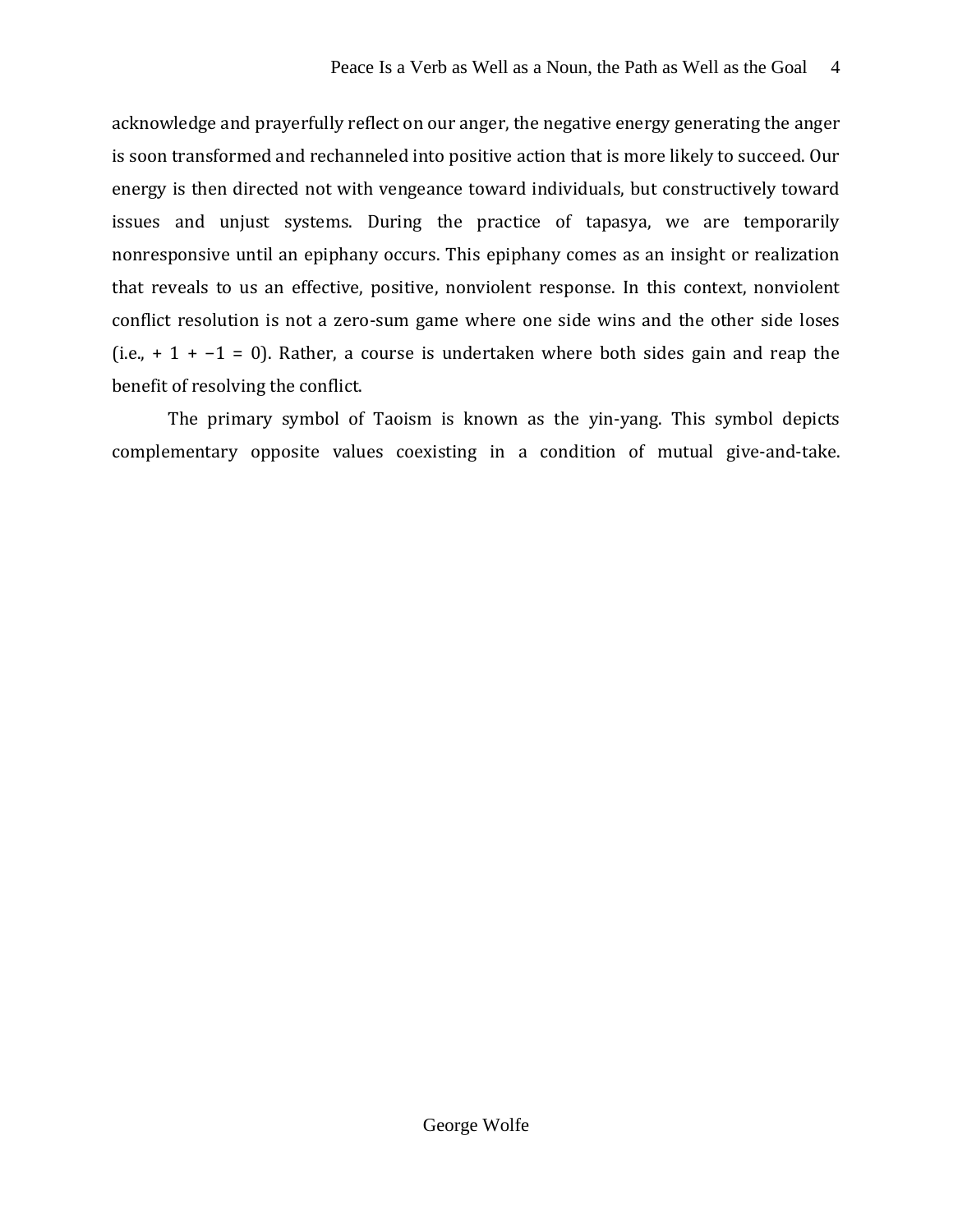acknowledge and prayerfully reflect on our anger, the negative energy generating the anger is soon transformed and rechanneled into positive action that is more likely to succeed. Our energy is then directed not with vengeance toward individuals, but constructively toward issues and unjust systems. During the practice of tapasya, we are temporarily nonresponsive until an epiphany occurs. This epiphany comes as an insight or realization that reveals to us an effective, positive, nonviolent response. In this context, nonviolent conflict resolution is not a zero-sum game where one side wins and the other side loses (i.e., $+ 1 + -1 = 0$). Rather, a course is undertaken where both sides gain and reap the benefit of resolving the conflict.

The primary symbol of Taoism is known as the yin-yang. This symbol depicts complementary opposite values coexisting in a condition of mutual give-and-take.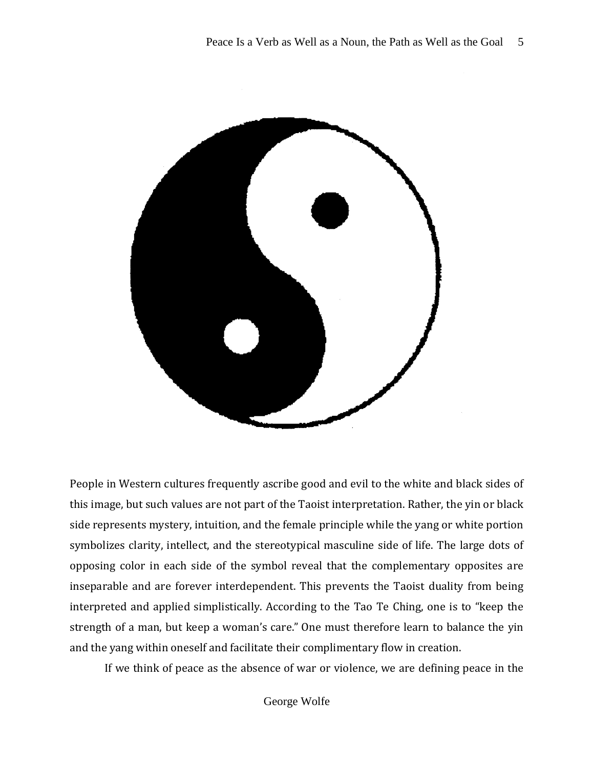People in Western cultures frequently ascribe good and evil to the white and black sides of this image, but such values are not part of the Taoist interpretation. Rather, the yin or black side represents mystery, intuition, and the female principle while the yang or white portion symbolizes clarity, intellect, and the stereotypical masculine side of life. The large dots of opposing color in each side of the symbol reveal that the complementary opposites are inseparable and are forever interdependent. This prevents the Taoist duality from being interpreted and applied simplistically. According to the Tao Te Ching, one is to "keep the strength of a man, but keep a woman's care." One must therefore learn to balance the yin and the yang within oneself and facilitate their complimentary flow in creation.

If we think of peace as the absence of war or violence, we are defining peace in the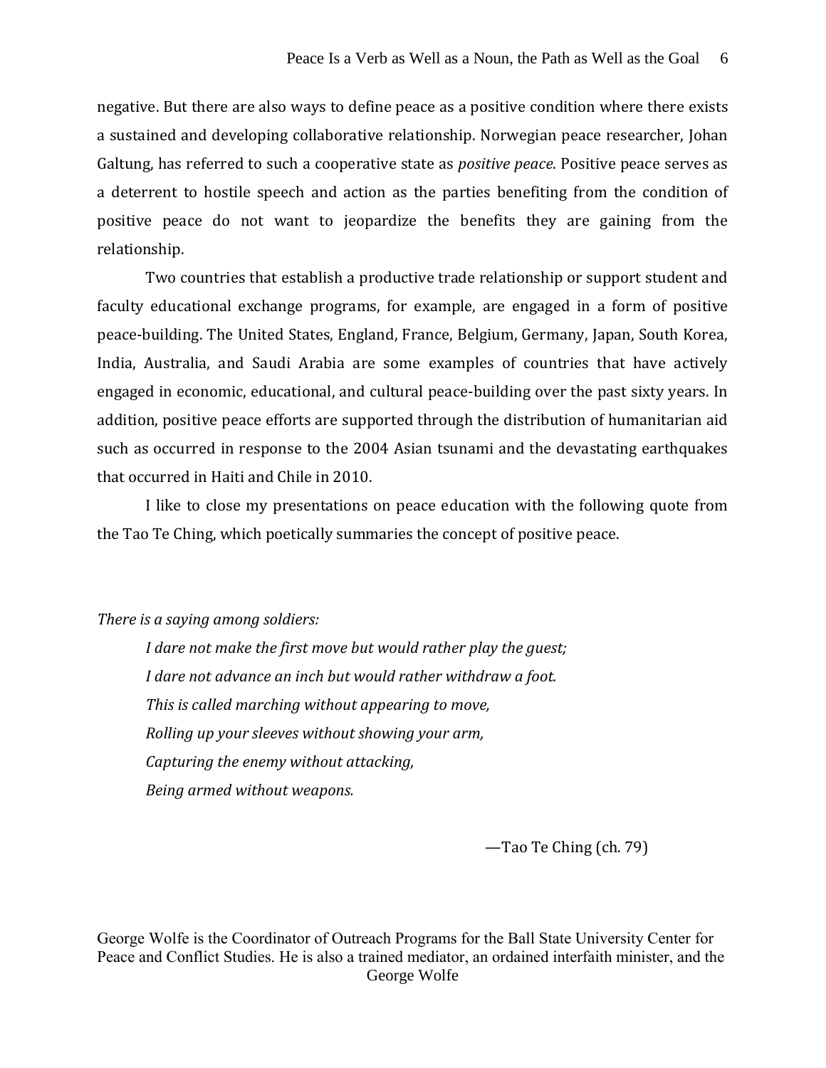negative. But there are also ways to define peace as a positive condition where there exists a sustained and developing collaborative relationship. Norwegian peace researcher, Johan Galtung, has referred to such a cooperative state as *positive peace*. Positive peace serves as a deterrent to hostile speech and action as the parties benefiting from the condition of positive peace do not want to jeopardize the benefits they are gaining from the relationship.

Two countries that establish a productive trade relationship or support student and faculty educational exchange programs, for example, are engaged in a form of positive peace-building. The United States, England, France, Belgium, Germany, Japan, South Korea, India, Australia, and Saudi Arabia are some examples of countries that have actively engaged in economic, educational, and cultural peace-building over the past sixty years. In addition, positive peace efforts are supported through the distribution of humanitarian aid such as occurred in response to the 2004 Asian tsunami and the devastating earthquakes that occurred in Haiti and Chile in 2010.

I like to close my presentations on peace education with the following quote from the Tao Te Ching, which poetically summaries the concept of positive peace.

*There is a saying among soldiers:*

> *I dare not make the first move but would rather play the guest;*
> *I dare not advance an inch but would rather withdraw a foot.*
> *This is called marching without appearing to move,*
> *Rolling up your sleeves without showing your arm,*
> *Capturing the enemy without attacking,*
> *Being armed without weapons.*

—Tao Te Ching (ch. 79)

George Wolfe is the Coordinator of Outreach Programs for the Ball State University Center for Peace and Conflict Studies. He is also a trained mediator, an ordained interfaith minister, and the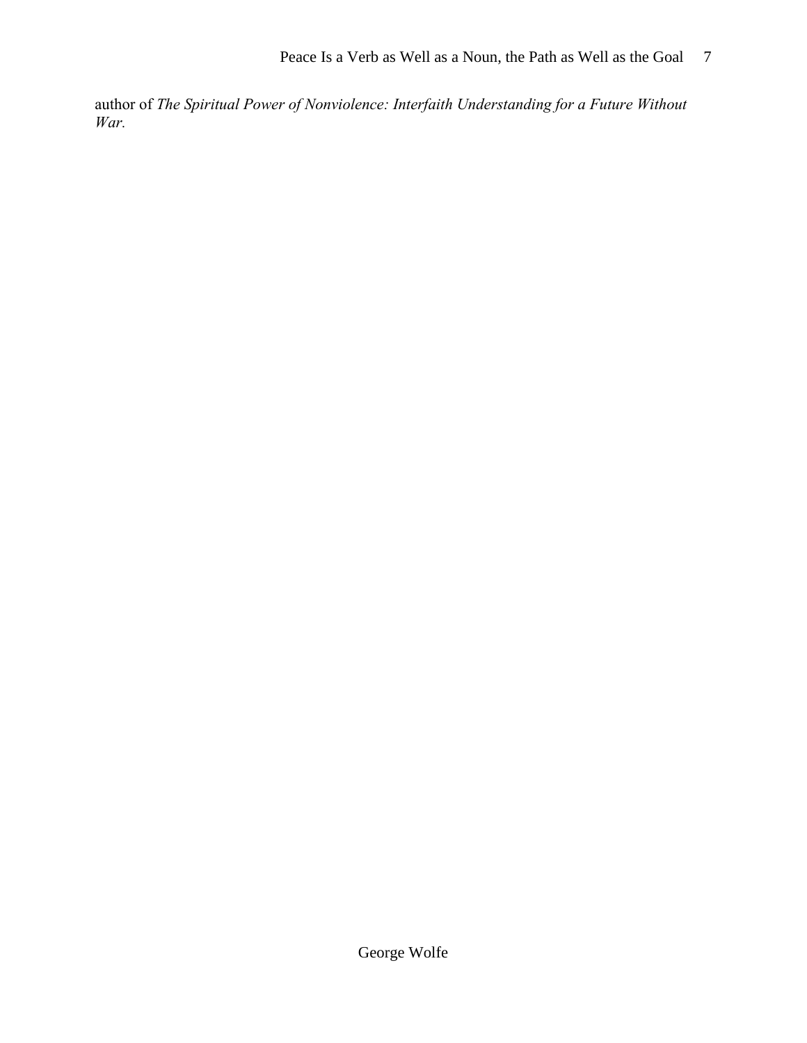author of *The Spiritual Power of Nonviolence: Interfaith Understanding for a Future Without War.*